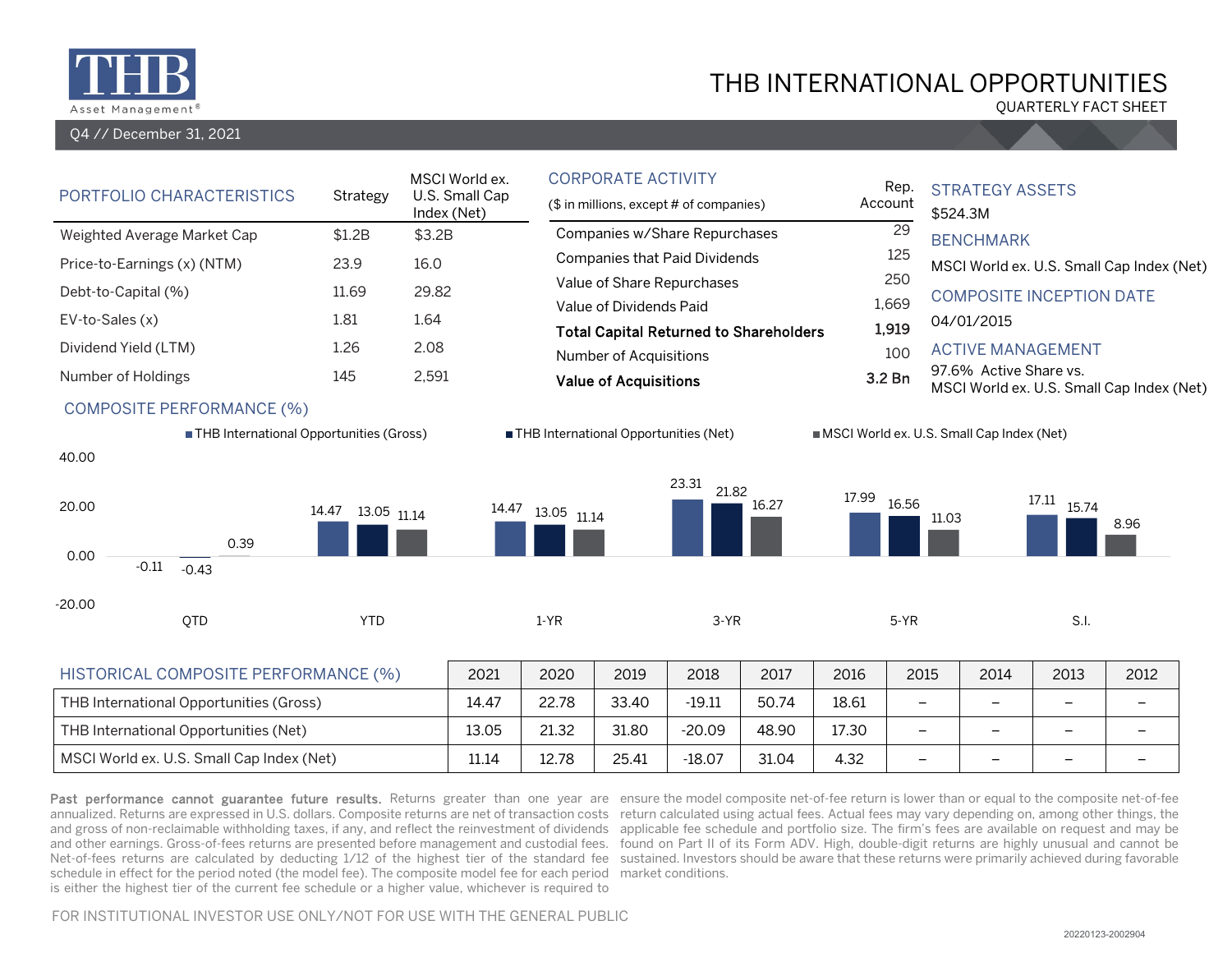# THB INTERNATIONAL OPPORTUNITIES

QUARTERLY FACT SHEET

Q4 // December 31, 2021

## PORTFOLIO CHARACTERISTICS

| PORTFOLIO CHARACTERISTICS | Strategy | MSCI World ex. U.S. Small Cap Index (Net) |
|---|---|---|
| Weighted Average Market Cap | $1.2B | $3.2B |
| Price-to-Earnings (x) (NTM) | 23.9 | 16.0 |
| Debt-to-Capital (%) | 11.69 | 29.82 |
| EV-to-Sales (x) | 1.81 | 1.64 |
| Dividend Yield (LTM) | 1.26 | 2.08 |
| Number of Holdings | 145 | 2,591 |

## CORPORATE ACTIVITY

($ in millions, except # of companies)

| | Rep. Account |
|---|---|
| Companies w/Share Repurchases | 29 |
| Companies that Paid Dividends | 125 |
| Value of Share Repurchases | 250 |
| Value of Dividends Paid | 1,669 |
| **Total Capital Returned to Shareholders** | **1,919** |
| Number of Acquisitions | 100 |
| **Value of Acquisitions** | **3.2 Bn** |

## STRATEGY ASSETS

$524.3M

## BENCHMARK

MSCI World ex. U.S. Small Cap Index (Net)

## COMPOSITE INCEPTION DATE

04/01/2015

## ACTIVE MANAGEMENT

97.6% Active Share vs. MSCI World ex. U.S. Small Cap Index (Net)

## COMPOSITE PERFORMANCE (%)

| | QTD | YTD | 1-YR | 3-YR | 5-YR | S.I. |
|---|---|---|---|---|---|---|
| THB International Opportunities (Gross) | -0.11 | 14.47 | 14.47 | 23.31 | 17.99 | 17.11 |
| THB International Opportunities (Net) | -0.43 | 13.05 | 13.05 | 21.82 | 16.56 | 15.74 |
| MSCI World ex. U.S. Small Cap Index (Net) | 0.39 | 11.14 | 11.14 | 16.27 | 11.03 | 8.96 |

## HISTORICAL COMPOSITE PERFORMANCE (%)

| HISTORICAL COMPOSITE PERFORMANCE (%) | 2021 | 2020 | 2019 | 2018 | 2017 | 2016 | 2015 | 2014 | 2013 | 2012 |
|---|---|---|---|---|---|---|---|---|---|---|
| THB International Opportunities (Gross) | 14.47 | 22.78 | 33.40 | -19.11 | 50.74 | 18.61 | – | – | – | – |
| THB International Opportunities (Net) | 13.05 | 21.32 | 31.80 | -20.09 | 48.90 | 17.30 | – | – | – | – |
| MSCI World ex. U.S. Small Cap Index (Net) | 11.14 | 12.78 | 25.41 | -18.07 | 31.04 | 4.32 | – | – | – | – |

**Past performance cannot guarantee future results.** Returns greater than one year are annualized. Returns are expressed in U.S. dollars. Composite returns are net of transaction costs and gross of non-reclaimable withholding taxes, if any, and reflect the reinvestment of dividends and other earnings. Gross-of-fees returns are presented before management and custodial fees. Net-of-fees returns are calculated by deducting 1/12 of the highest tier of the standard fee schedule in effect for the period noted (the model fee). The composite model fee for each period is either the highest tier of the current fee schedule or a higher value, whichever is required to ensure the model composite net-of-fee return is lower than or equal to the composite net-of-fee return calculated using actual fees. Actual fees may vary depending on, among other things, the applicable fee schedule and portfolio size. The firm's fees are available on request and may be found on Part II of its Form ADV. High, double-digit returns are highly unusual and cannot be sustained. Investors should be aware that these returns were primarily achieved during favorable market conditions.

FOR INSTITUTIONAL INVESTOR USE ONLY/NOT FOR USE WITH THE GENERAL PUBLIC

20220123-2002904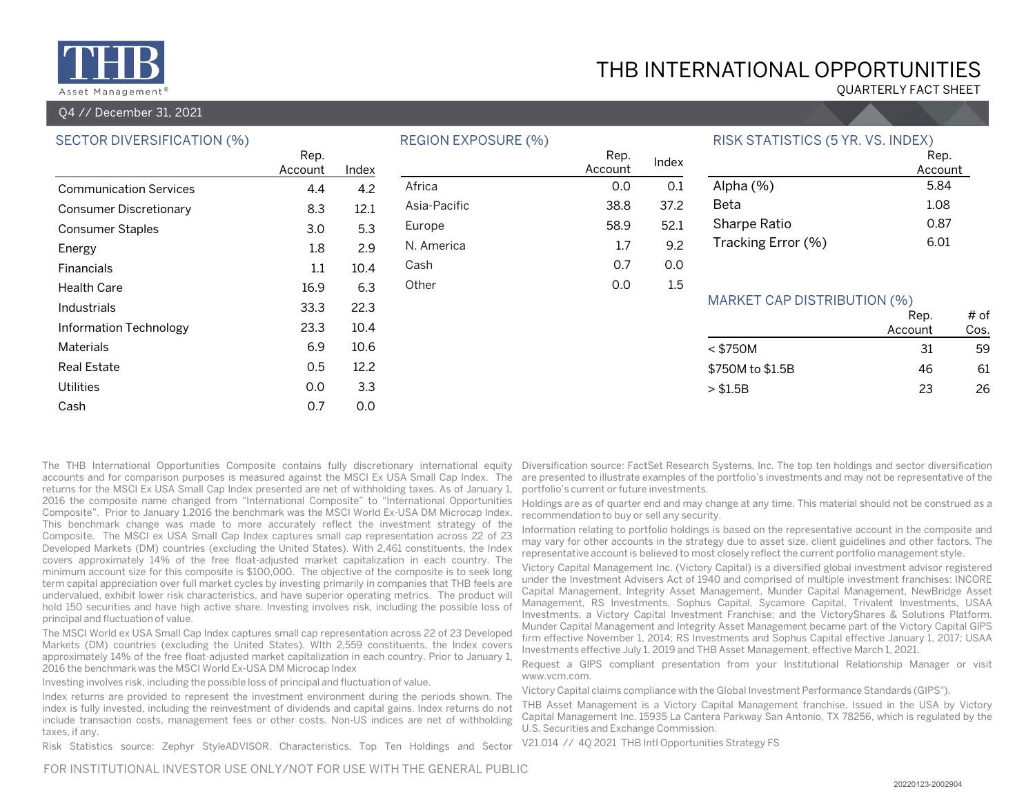# THB INTERNATIONAL OPPORTUNITIES

QUARTERLY FACT SHEET

Q4 // December 31, 2021

## SECTOR DIVERSIFICATION (%)

| | Rep. Account | Index |
|---|---|---|
| Communication Services | 4.4 | 4.2 |
| Consumer Discretionary | 8.3 | 12.1 |
| Consumer Staples | 3.0 | 5.3 |
| Energy | 1.8 | 2.9 |
| Financials | 1.1 | 10.4 |
| Health Care | 16.9 | 6.3 |
| Industrials | 33.3 | 22.3 |
| Information Technology | 23.3 | 10.4 |
| Materials | 6.9 | 10.6 |
| Real Estate | 0.5 | 12.2 |
| Utilities | 0.0 | 3.3 |
| Cash | 0.7 | 0.0 |

## REGION EXPOSURE (%)

| | Rep. Account | Index |
|---|---|---|
| Africa | 0.0 | 0.1 |
| Asia-Pacific | 38.8 | 37.2 |
| Europe | 58.9 | 52.1 |
| N. America | 1.7 | 9.2 |
| Cash | 0.7 | 0.0 |
| Other | 0.0 | 1.5 |

## RISK STATISTICS (5 YR. VS. INDEX)

| | Rep. Account |
|---|---|
| Alpha (%) | 5.84 |
| Beta | 1.08 |
| Sharpe Ratio | 0.87 |
| Tracking Error (%) | 6.01 |

## MARKET CAP DISTRIBUTION (%)

| | Rep. Account | # of Cos. |
|---|---|---|
| < $750M | 31 | 59 |
| $750M to $1.5B | 46 | 61 |
| > $1.5B | 23 | 26 |

The THB International Opportunities Composite contains fully discretionary international equity accounts and for comparison purposes is measured against the MSCI Ex USA Small Cap Index. The returns for the MSCI Ex USA Small Cap Index presented are net of withholding taxes. As of January 1, 2016 the composite name changed from "International Composite" to "International Opportunities Composite". Prior to January 1,2016 the benchmark was the MSCI World Ex-USA DM Microcap Index. This benchmark change was made to more accurately reflect the investment strategy of the Composite. The MSCI ex USA Small Cap Index captures small cap representation across 22 of 23 Developed Markets (DM) countries (excluding the United States). With 2,461 constituents, the Index covers approximately 14% of the free float-adjusted market capitalization in each country. The minimum account size for this composite is $100,000. The objective of the composite is to seek long term capital appreciation over full market cycles by investing primarily in companies that THB feels are undervalued, exhibit lower risk characteristics, and have superior operating metrics. The product will hold 150 securities and have high active share. Investing involves risk, including the possible loss of principal and fluctuation of value.

The MSCI World ex USA Small Cap Index captures small cap representation across 22 of 23 Developed Markets (DM) countries (excluding the United States). WIth 2,559 constituents, the Index covers approximately 14% of the free float-adjusted market capitalization in each country. Prior to January 1, 2016 the benchmark was the MSCI World Ex-USA DM Microcap Index

Investing involves risk, including the possible loss of principal and fluctuation of value.

Index returns are provided to represent the investment environment during the periods shown. The index is fully invested, including the reinvestment of dividends and capital gains. Index returns do not include transaction costs, management fees or other costs. Non-US indices are net of withholding taxes, if any.

Risk Statistics source: Zephyr StyleADVISOR. Characteristics, Top Ten Holdings and Sector Diversification source: FactSet Research Systems, Inc. The top ten holdings and sector diversification are presented to illustrate examples of the portfolio's investments and may not be representative of the portfolio's current or future investments.

Holdings are as of quarter end and may change at any time. This material should not be construed as a recommendation to buy or sell any security.

Information relating to portfolio holdings is based on the representative account in the composite and may vary for other accounts in the strategy due to asset size, client guidelines and other factors. The representative account is believed to most closely reflect the current portfolio management style.

Victory Capital Management Inc. (Victory Capital) is a diversified global investment advisor registered under the Investment Advisers Act of 1940 and comprised of multiple investment franchises: INCORE Capital Management, Integrity Asset Management, Munder Capital Management, NewBridge Asset Management, RS Investments, Sophus Capital, Sycamore Capital, Trivalent Investments, USAA Investments, a Victory Capital Investment Franchise; and the VictoryShares & Solutions Platform. Munder Capital Management and Integrity Asset Management became part of the Victory Capital GIPS firm effective November 1, 2014; RS Investments and Sophus Capital effective January 1, 2017; USAA Investments effective July 1, 2019 and THB Asset Management, effective March 1, 2021.

Request a GIPS compliant presentation from your Institutional Relationship Manager or visit www.vcm.com.

Victory Capital claims compliance with the Global Investment Performance Standards (GIPS®).

THB Asset Management is a Victory Capital Management franchise. Issued in the USA by Victory Capital Management Inc. 15935 La Cantera Parkway San Antonio, TX 78256, which is regulated by the U.S. Securities and Exchange Commission.

V21.014 // 4Q 2021 THB Intl Opportunities Strategy FS

FOR INSTITUTIONAL INVESTOR USE ONLY/NOT FOR USE WITH THE GENERAL PUBLIC

20220123-2002904